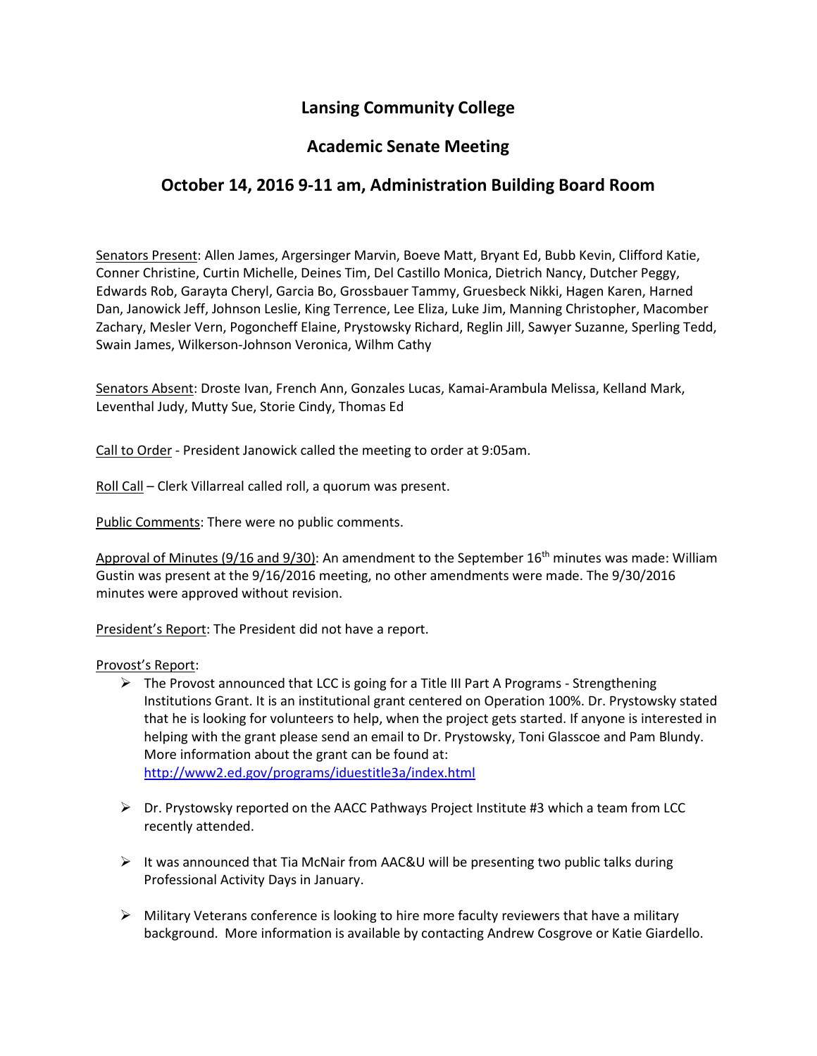# Lansing Community College

## Academic Senate Meeting

## October 14, 2016 9-11 am, Administration Building Board Room

Senators Present: Allen James, Argersinger Marvin, Boeve Matt, Bryant Ed, Bubb Kevin, Clifford Katie, Conner Christine, Curtin Michelle, Deines Tim, Del Castillo Monica, Dietrich Nancy, Dutcher Peggy, Edwards Rob, Garayta Cheryl, Garcia Bo, Grossbauer Tammy, Gruesbeck Nikki, Hagen Karen, Harned Dan, Janowick Jeff, Johnson Leslie, King Terrence, Lee Eliza, Luke Jim, Manning Christopher, Macomber Zachary, Mesler Vern, Pogoncheff Elaine, Prystowsky Richard, Reglin Jill, Sawyer Suzanne, Sperling Tedd, Swain James, Wilkerson-Johnson Veronica, Wilhm Cathy

Senators Absent: Droste Ivan, French Ann, Gonzales Lucas, Kamai-Arambula Melissa, Kelland Mark, Leventhal Judy, Mutty Sue, Storie Cindy, Thomas Ed

Call to Order - President Janowick called the meeting to order at 9:05am.

Roll Call – Clerk Villarreal called roll, a quorum was present.

Public Comments: There were no public comments.

Approval of Minutes (9/16 and 9/30): An amendment to the September 16th minutes was made: William Gustin was present at the 9/16/2016 meeting, no other amendments were made. The 9/30/2016 minutes were approved without revision.

President's Report: The President did not have a report.

Provost's Report:

- The Provost announced that LCC is going for a Title III Part A Programs - Strengthening Institutions Grant. It is an institutional grant centered on Operation 100%. Dr. Prystowsky stated that he is looking for volunteers to help, when the project gets started. If anyone is interested in helping with the grant please send an email to Dr. Prystowsky, Toni Glasscoe and Pam Blundy. More information about the grant can be found at: http://www2.ed.gov/programs/iduestitle3a/index.html
- Dr. Prystowsky reported on the AACC Pathways Project Institute #3 which a team from LCC recently attended.
- It was announced that Tia McNair from AAC&U will be presenting two public talks during Professional Activity Days in January.
- Military Veterans conference is looking to hire more faculty reviewers that have a military background. More information is available by contacting Andrew Cosgrove or Katie Giardello.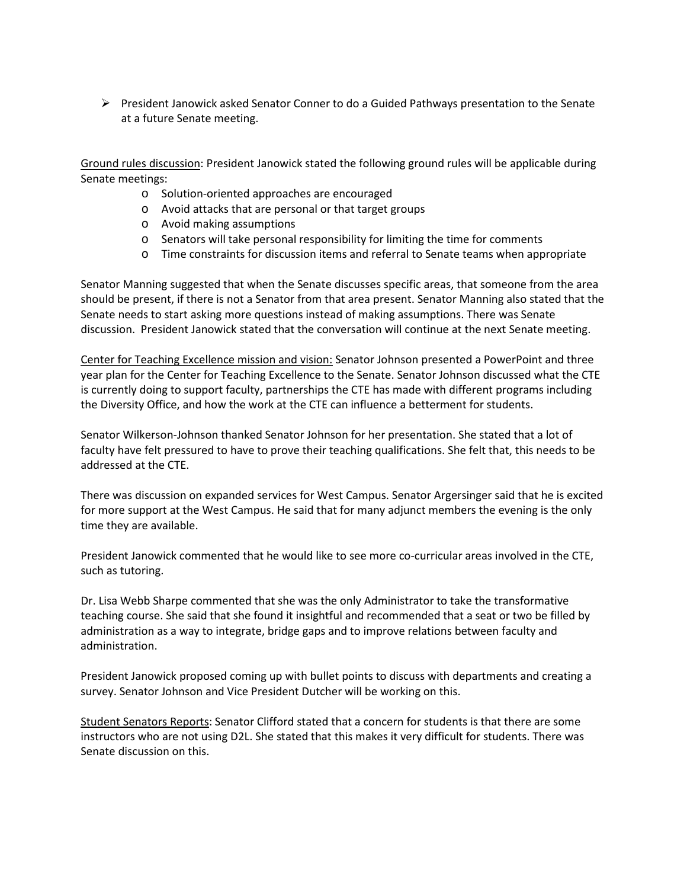- President Janowick asked Senator Conner to do a Guided Pathways presentation to the Senate at a future Senate meeting.

Ground rules discussion: President Janowick stated the following ground rules will be applicable during Senate meetings:

- Solution-oriented approaches are encouraged
- Avoid attacks that are personal or that target groups
- Avoid making assumptions
- Senators will take personal responsibility for limiting the time for comments
- Time constraints for discussion items and referral to Senate teams when appropriate

Senator Manning suggested that when the Senate discusses specific areas, that someone from the area should be present, if there is not a Senator from that area present. Senator Manning also stated that the Senate needs to start asking more questions instead of making assumptions. There was Senate discussion. President Janowick stated that the conversation will continue at the next Senate meeting.

Center for Teaching Excellence mission and vision: Senator Johnson presented a PowerPoint and three year plan for the Center for Teaching Excellence to the Senate. Senator Johnson discussed what the CTE is currently doing to support faculty, partnerships the CTE has made with different programs including the Diversity Office, and how the work at the CTE can influence a betterment for students.

Senator Wilkerson-Johnson thanked Senator Johnson for her presentation. She stated that a lot of faculty have felt pressured to have to prove their teaching qualifications. She felt that, this needs to be addressed at the CTE.

There was discussion on expanded services for West Campus. Senator Argersinger said that he is excited for more support at the West Campus. He said that for many adjunct members the evening is the only time they are available.

President Janowick commented that he would like to see more co-curricular areas involved in the CTE, such as tutoring.

Dr. Lisa Webb Sharpe commented that she was the only Administrator to take the transformative teaching course. She said that she found it insightful and recommended that a seat or two be filled by administration as a way to integrate, bridge gaps and to improve relations between faculty and administration.

President Janowick proposed coming up with bullet points to discuss with departments and creating a survey. Senator Johnson and Vice President Dutcher will be working on this.

Student Senators Reports: Senator Clifford stated that a concern for students is that there are some instructors who are not using D2L. She stated that this makes it very difficult for students. There was Senate discussion on this.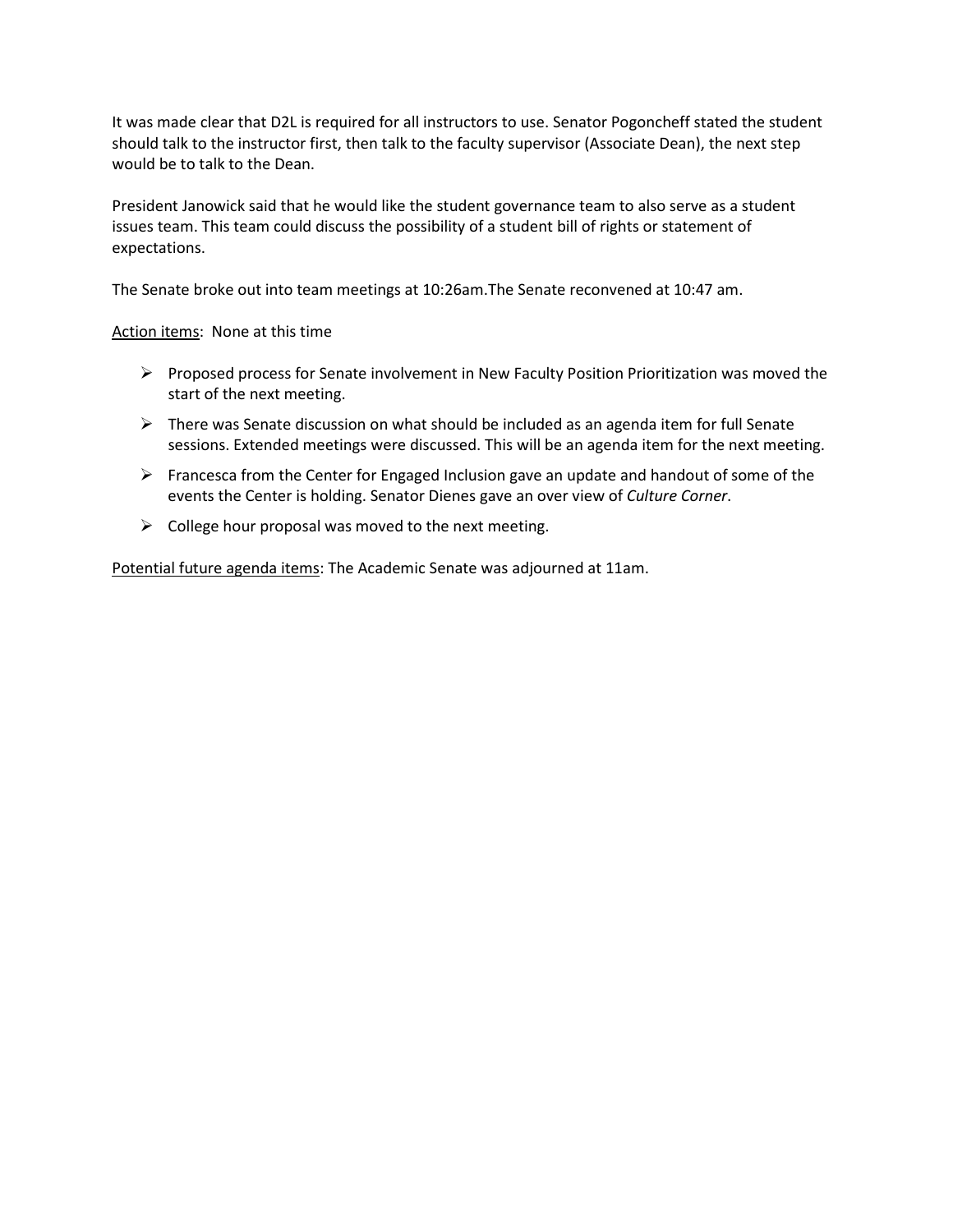It was made clear that D2L is required for all instructors to use. Senator Pogoncheff stated the student should talk to the instructor first, then talk to the faculty supervisor (Associate Dean), the next step would be to talk to the Dean.

President Janowick said that he would like the student governance team to also serve as a student issues team. This team could discuss the possibility of a student bill of rights or statement of expectations.

The Senate broke out into team meetings at 10:26am.The Senate reconvened at 10:47 am.

<u>Action items</u>: None at this time

- Proposed process for Senate involvement in New Faculty Position Prioritization was moved the start of the next meeting.
- There was Senate discussion on what should be included as an agenda item for full Senate sessions. Extended meetings were discussed. This will be an agenda item for the next meeting.
- Francesca from the Center for Engaged Inclusion gave an update and handout of some of the events the Center is holding. Senator Dienes gave an over view of *Culture Corner*.
- College hour proposal was moved to the next meeting.

<u>Potential future agenda items</u>: The Academic Senate was adjourned at 11am.